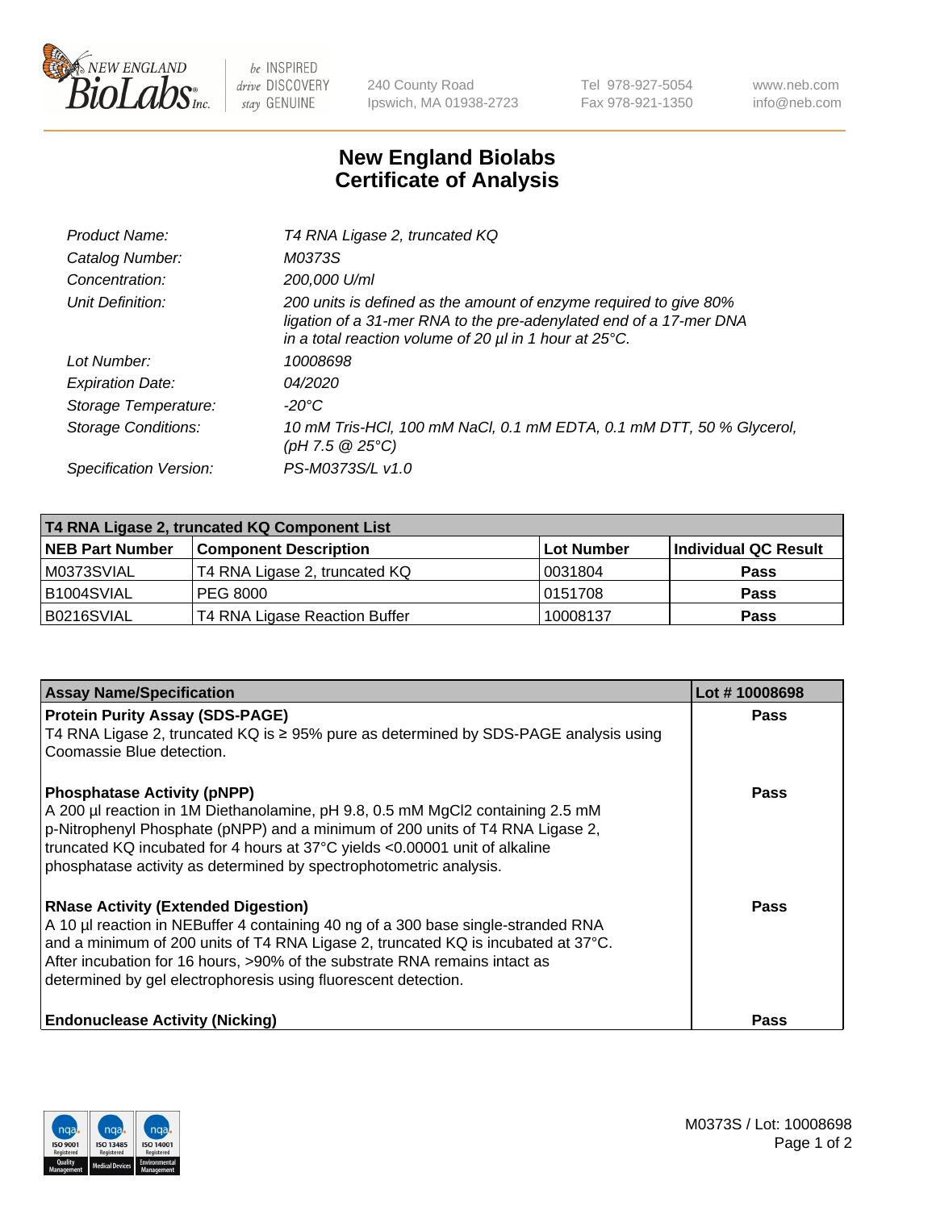New England BioLabs Inc. — be INSPIRED drive DISCOVERY stay GENUINE

240 County Road
Ipswich, MA 01938-2723

Tel 978-927-5054
Fax 978-921-1350

www.neb.com
info@neb.com

# New England Biolabs
# Certificate of Analysis

| | |
|---|---|
| *Product Name:* | *T4 RNA Ligase 2, truncated KQ* |
| *Catalog Number:* | *M0373S* |
| *Concentration:* | *200,000 U/ml* |
| *Unit Definition:* | *200 units is defined as the amount of enzyme required to give 80% ligation of a 31-mer RNA to the pre-adenylated end of a 17-mer DNA in a total reaction volume of 20 µl in 1 hour at 25°C.* |
| *Lot Number:* | *10008698* |
| *Expiration Date:* | *04/2020* |
| *Storage Temperature:* | *-20°C* |
| *Storage Conditions:* | *10 mM Tris-HCl, 100 mM NaCl, 0.1 mM EDTA, 0.1 mM DTT, 50 % Glycerol, (pH 7.5 @ 25°C)* |
| *Specification Version:* | *PS-M0373S/L v1.0* |

| T4 RNA Ligase 2, truncated KQ Component List | | | |
|---|---|---|---|
| **NEB Part Number** | **Component Description** | **Lot Number** | **Individual QC Result** |
| M0373SVIAL | T4 RNA Ligase 2, truncated KQ | 0031804 | **Pass** |
| B1004SVIAL | PEG 8000 | 0151708 | **Pass** |
| B0216SVIAL | T4 RNA Ligase Reaction Buffer | 10008137 | **Pass** |

| Assay Name/Specification | Lot # 10008698 |
|---|---|
| **Protein Purity Assay (SDS-PAGE)**<br>T4 RNA Ligase 2, truncated KQ is ≥ 95% pure as determined by SDS-PAGE analysis using Coomassie Blue detection. | **Pass** |
| **Phosphatase Activity (pNPP)**<br>A 200 µl reaction in 1M Diethanolamine, pH 9.8, 0.5 mM $MgCl_2$ containing 2.5 mM p-Nitrophenyl Phosphate (pNPP) and a minimum of 200 units of T4 RNA Ligase 2, truncated KQ incubated for 4 hours at 37°C yields <0.00001 unit of alkaline phosphatase activity as determined by spectrophotometric analysis. | **Pass** |
| **RNase Activity (Extended Digestion)**<br>A 10 µl reaction in NEBuffer 4 containing 40 ng of a 300 base single-stranded RNA and a minimum of 200 units of T4 RNA Ligase 2, truncated KQ is incubated at 37°C. After incubation for 16 hours, >90% of the substrate RNA remains intact as determined by gel electrophoresis using fluorescent detection. | **Pass** |
| **Endonuclease Activity (Nicking)** | **Pass** |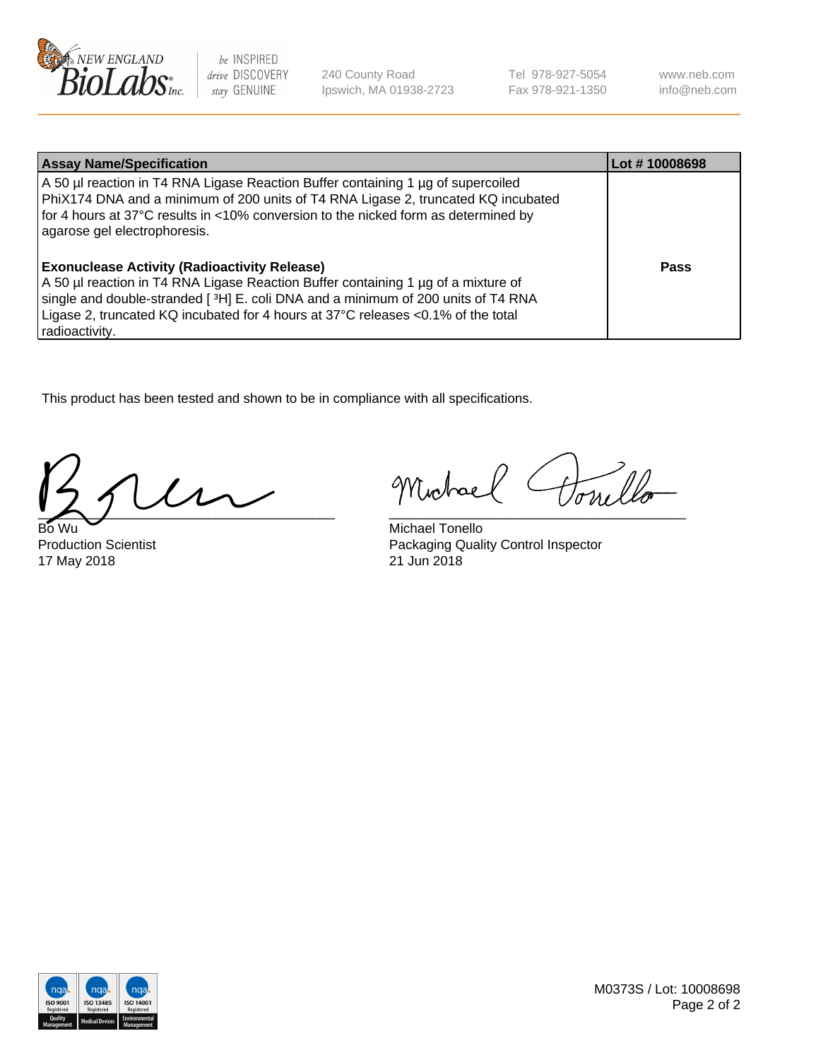| Assay Name/Specification | Lot # 10008698 |
|---|---|
| A 50 µl reaction in T4 RNA Ligase Reaction Buffer containing 1 µg of supercoiled PhiX174 DNA and a minimum of 200 units of T4 RNA Ligase 2, truncated KQ incubated for 4 hours at 37°C results in <10% conversion to the nicked form as determined by agarose gel electrophoresis. | |
| **Exonuclease Activity (Radioactivity Release)**<br>A 50 µl reaction in T4 RNA Ligase Reaction Buffer containing 1 µg of a mixture of single and double-stranded [ $^3$H] E. coli DNA and a minimum of 200 units of T4 RNA Ligase 2, truncated KQ incubated for 4 hours at 37°C releases <0.1% of the total radioactivity. | **Pass** |

This product has been tested and shown to be in compliance with all specifications.

Bo Wu
Production Scientist
17 May 2018

Michael Tonello
Packaging Quality Control Inspector
21 Jun 2018

M0373S / Lot: 10008698